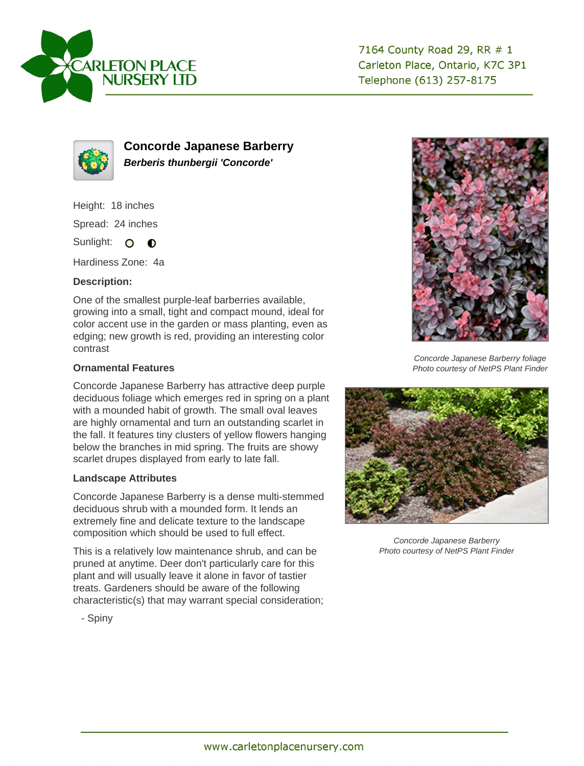CARLETON PLACE NURSERY LTD

7164 County Road 29, RR # 1
Carleton Place, Ontario, K7C 3P1
Telephone (613) 257-8175

## Concorde Japanese Barberry

***Berberis thunbergii 'Concorde'***

Height: 18 inches

Spread: 24 inches

Sunlight:

Hardiness Zone: 4a

**Description:**

One of the smallest purple-leaf barberries available, growing into a small, tight and compact mound, ideal for color accent use in the garden or mass planting, even as edging; new growth is red, providing an interesting color contrast

**Ornamental Features**

Concorde Japanese Barberry has attractive deep purple deciduous foliage which emerges red in spring on a plant with a mounded habit of growth. The small oval leaves are highly ornamental and turn an outstanding scarlet in the fall. It features tiny clusters of yellow flowers hanging below the branches in mid spring. The fruits are showy scarlet drupes displayed from early to late fall.

**Landscape Attributes**

Concorde Japanese Barberry is a dense multi-stemmed deciduous shrub with a mounded form. It lends an extremely fine and delicate texture to the landscape composition which should be used to full effect.

This is a relatively low maintenance shrub, and can be pruned at anytime. Deer don't particularly care for this plant and will usually leave it alone in favor of tastier treats. Gardeners should be aware of the following characteristic(s) that may warrant special consideration;

- Spiny

*Concorde Japanese Barberry foliage*
*Photo courtesy of NetPS Plant Finder*

*Concorde Japanese Barberry*
*Photo courtesy of NetPS Plant Finder*

www.carletonplacenursery.com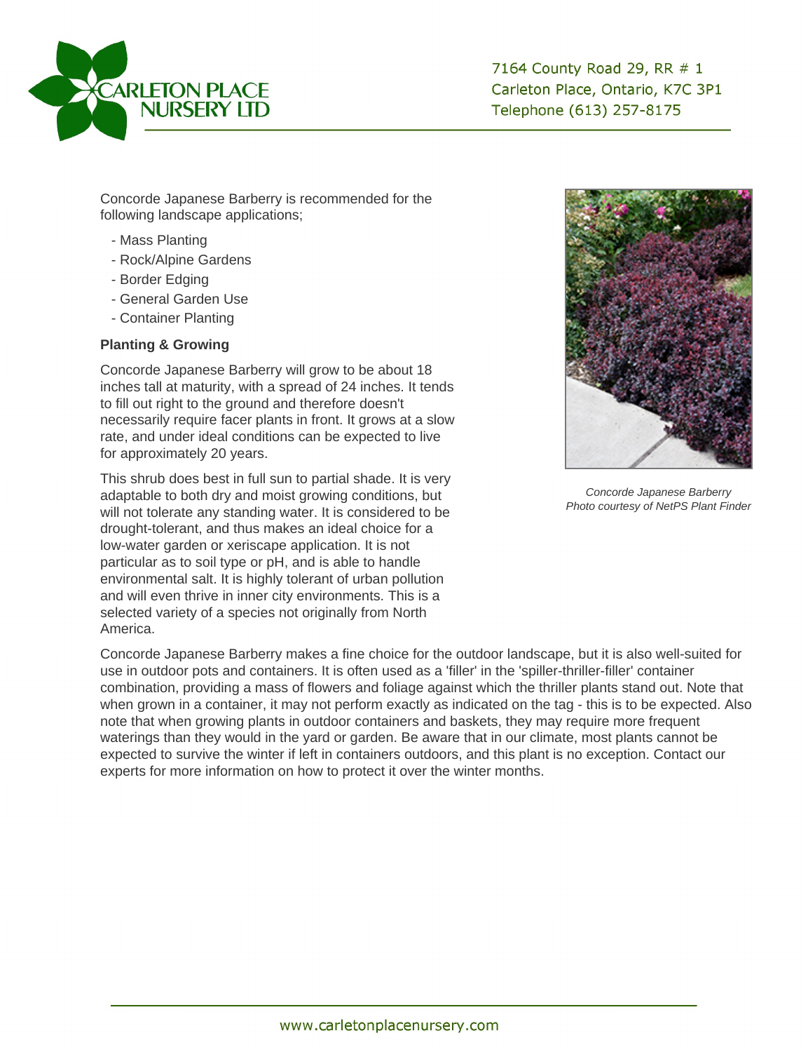Concorde Japanese Barberry is recommended for the following landscape applications;

- Mass Planting
- Rock/Alpine Gardens
- Border Edging
- General Garden Use
- Container Planting

**Planting & Growing**

Concorde Japanese Barberry will grow to be about 18 inches tall at maturity, with a spread of 24 inches. It tends to fill out right to the ground and therefore doesn't necessarily require facer plants in front. It grows at a slow rate, and under ideal conditions can be expected to live for approximately 20 years.

This shrub does best in full sun to partial shade. It is very adaptable to both dry and moist growing conditions, but will not tolerate any standing water. It is considered to be drought-tolerant, and thus makes an ideal choice for a low-water garden or xeriscape application. It is not particular as to soil type or pH, and is able to handle environmental salt. It is highly tolerant of urban pollution and will even thrive in inner city environments. This is a selected variety of a species not originally from North America.

*Concorde Japanese Barberry*
*Photo courtesy of NetPS Plant Finder*

Concorde Japanese Barberry makes a fine choice for the outdoor landscape, but it is also well-suited for use in outdoor pots and containers. It is often used as a 'filler' in the 'spiller-thriller-filler' container combination, providing a mass of flowers and foliage against which the thriller plants stand out. Note that when grown in a container, it may not perform exactly as indicated on the tag - this is to be expected. Also note that when growing plants in outdoor containers and baskets, they may require more frequent waterings than they would in the yard or garden. Be aware that in our climate, most plants cannot be expected to survive the winter if left in containers outdoors, and this plant is no exception. Contact our experts for more information on how to protect it over the winter months.